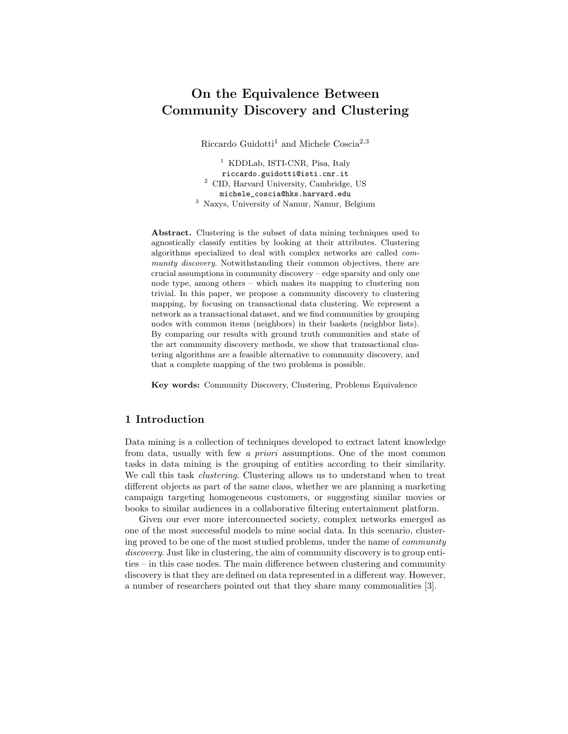# On the Equivalence Between Community Discovery and Clustering

Riccardo Guidotti[1] and Michele Coscia[2,3]

[1] KDDLab, ISTI-CNR, Pisa, Italy
riccardo.guidotti@isti.cnr.it
[2] CID, Harvard University, Cambridge, US
michele_coscia@hks.harvard.edu
[3] Naxys, University of Namur, Namur, Belgium

**Abstract.** Clustering is the subset of data mining techniques used to agnostically classify entities by looking at their attributes. Clustering algorithms specialized to deal with complex networks are called *community discovery*. Notwithstanding their common objectives, there are crucial assumptions in community discovery – edge sparsity and only one node type, among others – which makes its mapping to clustering non trivial. In this paper, we propose a community discovery to clustering mapping, by focusing on transactional data clustering. We represent a network as a transactional dataset, and we find communities by grouping nodes with common items (neighbors) in their baskets (neighbor lists). By comparing our results with ground truth communities and state of the art community discovery methods, we show that transactional clustering algorithms are a feasible alternative to community discovery, and that a complete mapping of the two problems is possible.

**Key words:** Community Discovery, Clustering, Problems Equivalence

## 1 Introduction

Data mining is a collection of techniques developed to extract latent knowledge from data, usually with few *a priori* assumptions. One of the most common tasks in data mining is the grouping of entities according to their similarity. We call this task *clustering*. Clustering allows us to understand when to treat different objects as part of the same class, whether we are planning a marketing campaign targeting homogeneous customers, or suggesting similar movies or books to similar audiences in a collaborative filtering entertainment platform.

Given our ever more interconnected society, complex networks emerged as one of the most successful models to mine social data. In this scenario, clustering proved to be one of the most studied problems, under the name of *community discovery*. Just like in clustering, the aim of community discovery is to group entities – in this case nodes. The main difference between clustering and community discovery is that they are defined on data represented in a different way. However, a number of researchers pointed out that they share many commonalities [3].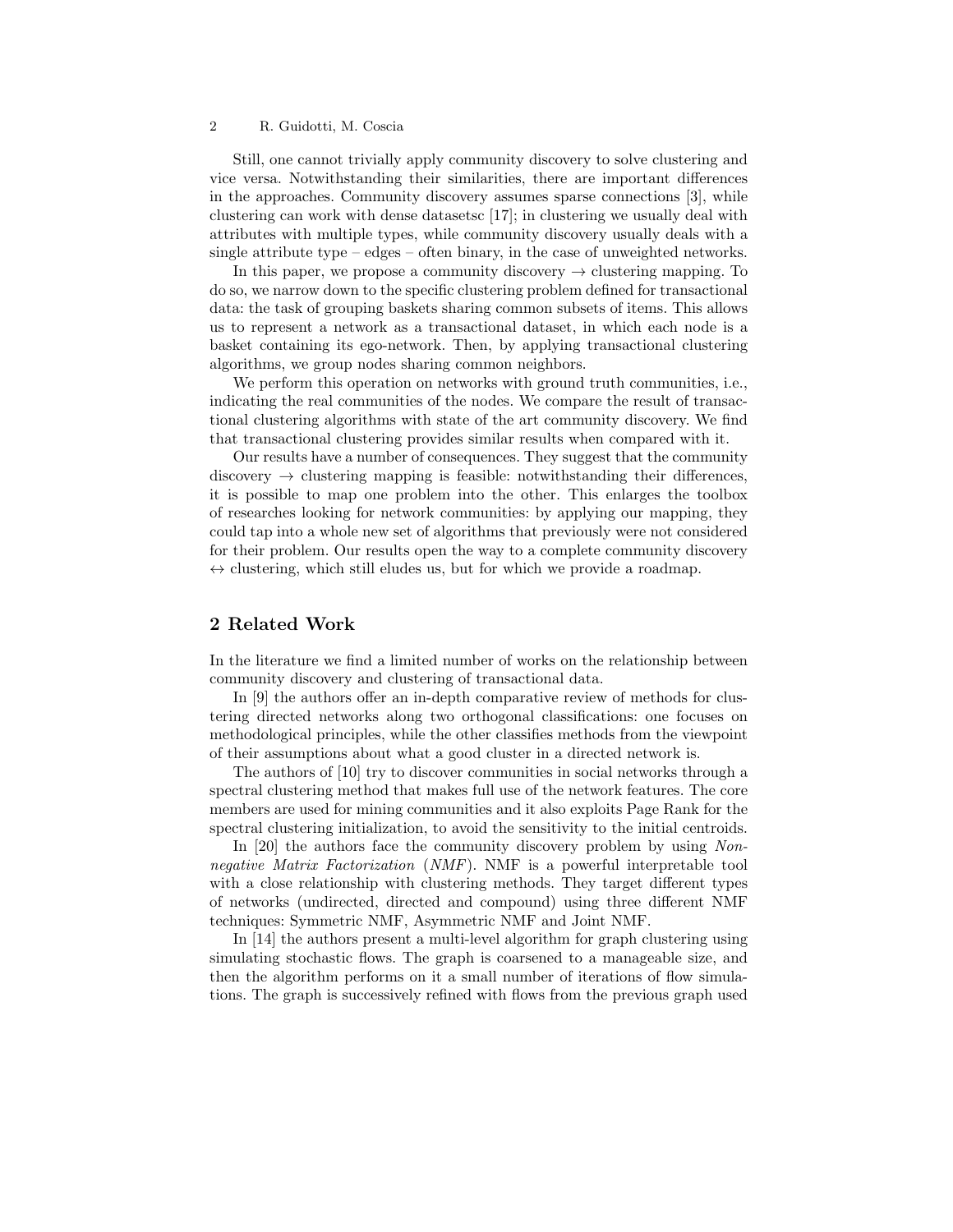Still, one cannot trivially apply community discovery to solve clustering and vice versa. Notwithstanding their similarities, there are important differences in the approaches. Community discovery assumes sparse connections [3], while clustering can work with dense datasetsc [17]; in clustering we usually deal with attributes with multiple types, while community discovery usually deals with a single attribute type – edges – often binary, in the case of unweighted networks.

In this paper, we propose a community discovery $\rightarrow$ clustering mapping. To do so, we narrow down to the specific clustering problem defined for transactional data: the task of grouping baskets sharing common subsets of items. This allows us to represent a network as a transactional dataset, in which each node is a basket containing its ego-network. Then, by applying transactional clustering algorithms, we group nodes sharing common neighbors.

We perform this operation on networks with ground truth communities, i.e., indicating the real communities of the nodes. We compare the result of transactional clustering algorithms with state of the art community discovery. We find that transactional clustering provides similar results when compared with it.

Our results have a number of consequences. They suggest that the community discovery $\rightarrow$ clustering mapping is feasible: notwithstanding their differences, it is possible to map one problem into the other. This enlarges the toolbox of researches looking for network communities: by applying our mapping, they could tap into a whole new set of algorithms that previously were not considered for their problem. Our results open the way to a complete community discovery $\leftrightarrow$ clustering, which still eludes us, but for which we provide a roadmap.

## 2 Related Work

In the literature we find a limited number of works on the relationship between community discovery and clustering of transactional data.

In [9] the authors offer an in-depth comparative review of methods for clustering directed networks along two orthogonal classifications: one focuses on methodological principles, while the other classifies methods from the viewpoint of their assumptions about what a good cluster in a directed network is.

The authors of [10] try to discover communities in social networks through a spectral clustering method that makes full use of the network features. The core members are used for mining communities and it also exploits Page Rank for the spectral clustering initialization, to avoid the sensitivity to the initial centroids.

In [20] the authors face the community discovery problem by using *Non-negative Matrix Factorization* (*NMF*). NMF is a powerful interpretable tool with a close relationship with clustering methods. They target different types of networks (undirected, directed and compound) using three different NMF techniques: Symmetric NMF, Asymmetric NMF and Joint NMF.

In [14] the authors present a multi-level algorithm for graph clustering using simulating stochastic flows. The graph is coarsened to a manageable size, and then the algorithm performs on it a small number of iterations of flow simulations. The graph is successively refined with flows from the previous graph used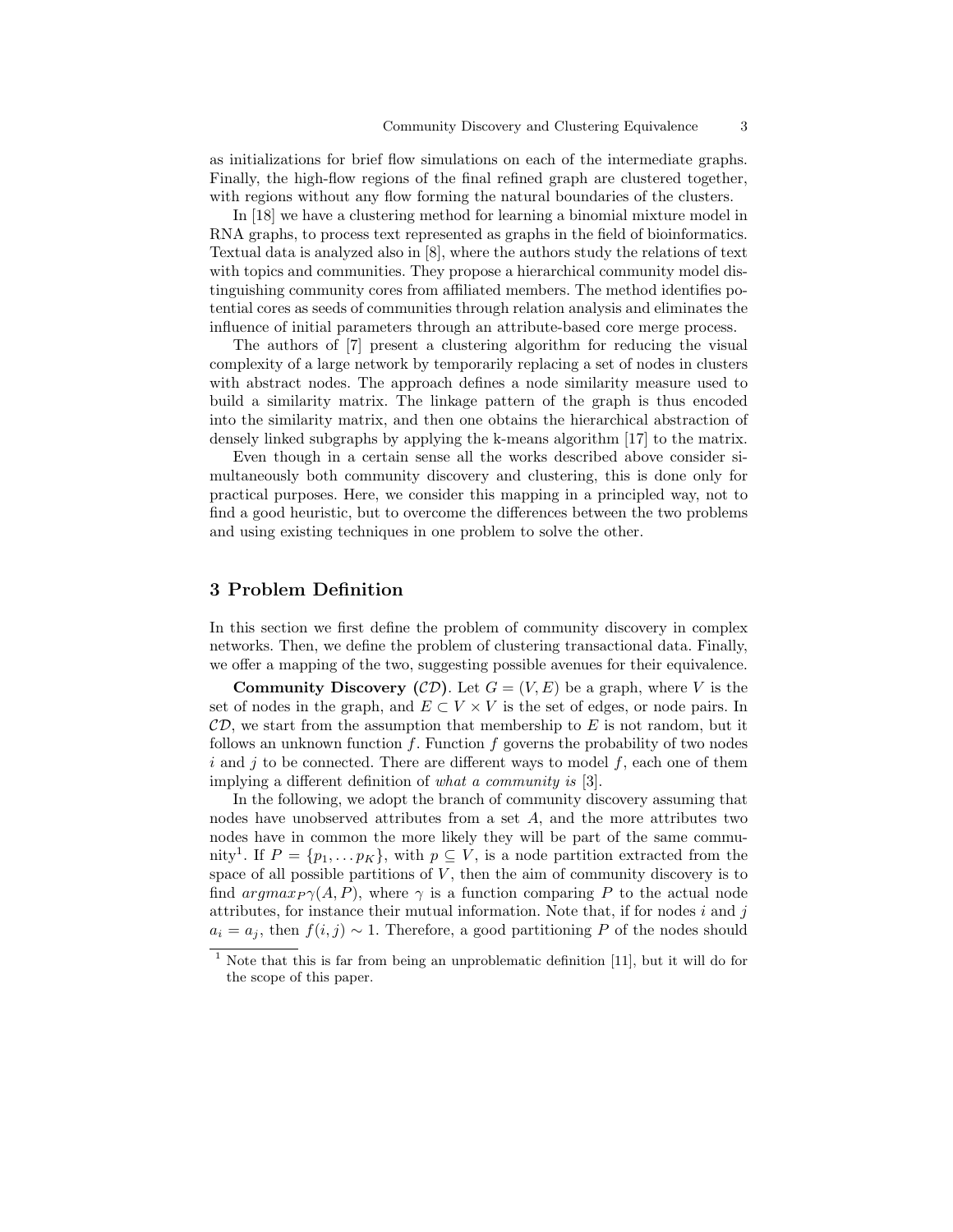as initializations for brief flow simulations on each of the intermediate graphs. Finally, the high-flow regions of the final refined graph are clustered together, with regions without any flow forming the natural boundaries of the clusters.

In [18] we have a clustering method for learning a binomial mixture model in RNA graphs, to process text represented as graphs in the field of bioinformatics. Textual data is analyzed also in [8], where the authors study the relations of text with topics and communities. They propose a hierarchical community model distinguishing community cores from affiliated members. The method identifies potential cores as seeds of communities through relation analysis and eliminates the influence of initial parameters through an attribute-based core merge process.

The authors of [7] present a clustering algorithm for reducing the visual complexity of a large network by temporarily replacing a set of nodes in clusters with abstract nodes. The approach defines a node similarity measure used to build a similarity matrix. The linkage pattern of the graph is thus encoded into the similarity matrix, and then one obtains the hierarchical abstraction of densely linked subgraphs by applying the k-means algorithm [17] to the matrix.

Even though in a certain sense all the works described above consider simultaneously both community discovery and clustering, this is done only for practical purposes. Here, we consider this mapping in a principled way, not to find a good heuristic, but to overcome the differences between the two problems and using existing techniques in one problem to solve the other.

## 3 Problem Definition

In this section we first define the problem of community discovery in complex networks. Then, we define the problem of clustering transactional data. Finally, we offer a mapping of the two, suggesting possible avenues for their equivalence.

**Community Discovery ($\mathcal{CD}$).** Let $G = (V, E)$ be a graph, where $V$ is the set of nodes in the graph, and $E \subset V \times V$ is the set of edges, or node pairs. In $\mathcal{CD}$, we start from the assumption that membership to $E$ is not random, but it follows an unknown function $f$. Function $f$ governs the probability of two nodes $i$ and $j$ to be connected. There are different ways to model $f$, each one of them implying a different definition of *what a community is* [3].

In the following, we adopt the branch of community discovery assuming that nodes have unobserved attributes from a set $A$, and the more attributes two nodes have in common the more likely they will be part of the same community[1]. If $P = \{p_1, \dots p_K\}$, with $p \subseteq V$, is a node partition extracted from the space of all possible partitions of $V$, then the aim of community discovery is to find $argmax_P \gamma(A, P)$, where $\gamma$ is a function comparing $P$ to the actual node attributes, for instance their mutual information. Note that, if for nodes $i$ and $j$ $a_i = a_j$, then $f(i, j) \sim 1$. Therefore, a good partitioning $P$ of the nodes should

[1] Note that this is far from being an unproblematic definition [11], but it will do for the scope of this paper.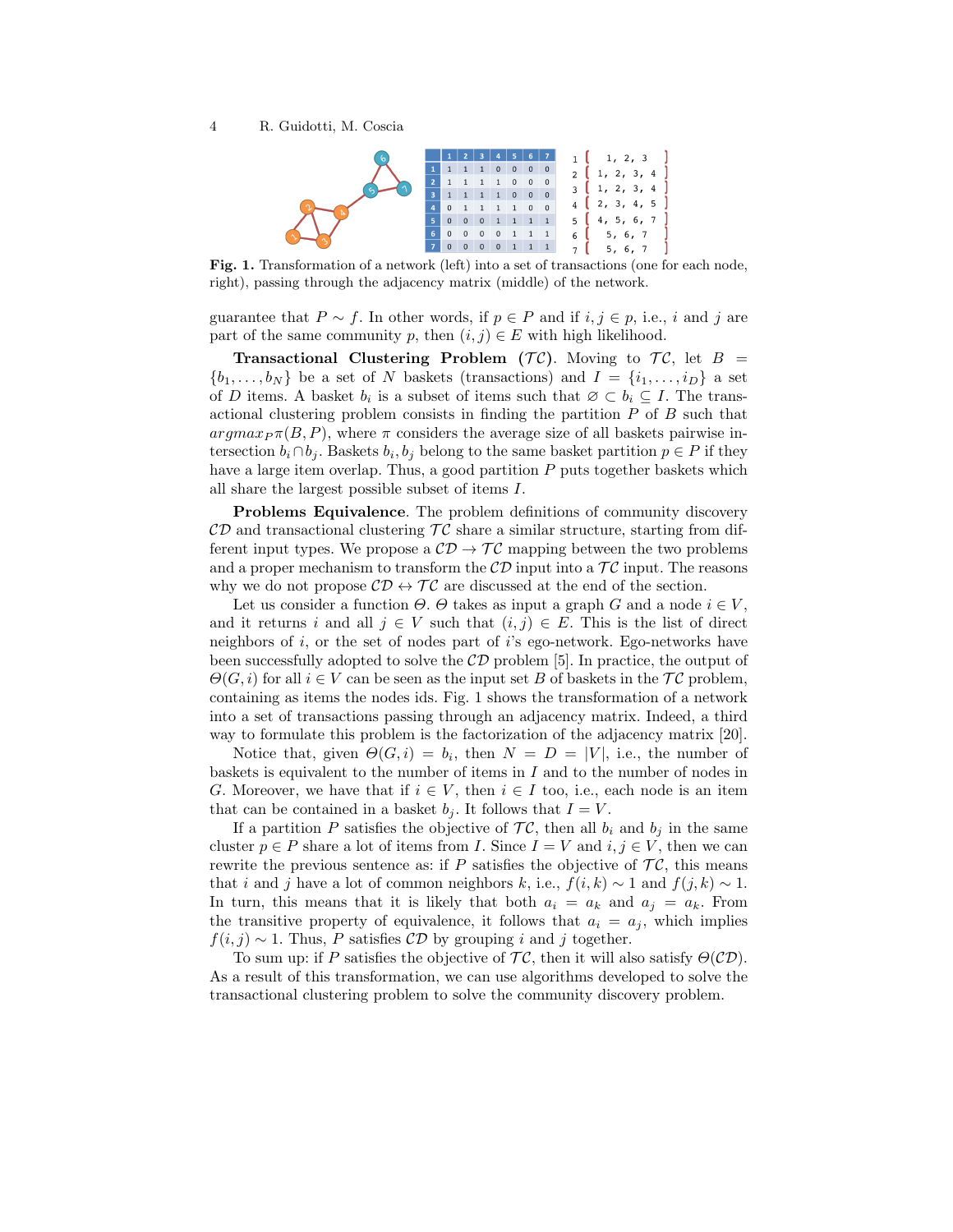**Fig. 1.** Transformation of a network (left) into a set of transactions (one for each node, right), passing through the adjacency matrix (middle) of the network.

guarantee that $P \sim f$. In other words, if $p \in P$ and if $i, j \in p$, i.e., $i$ and $j$ are part of the same community $p$, then $(i, j) \in E$ with high likelihood.

**Transactional Clustering Problem ($\mathcal{TC}$).** Moving to $\mathcal{TC}$, let $B = \{b_1, \dots, b_N\}$ be a set of $N$ baskets (transactions) and $I = \{i_1, \dots, i_D\}$ a set of $D$ items. A basket $b_i$ is a subset of items such that $\varnothing \subset b_i \subseteq I$. The transactional clustering problem consists in finding the partition $P$ of $B$ such that $argmax_P \pi(B, P)$, where $\pi$ considers the average size of all baskets pairwise intersection $b_i \cap b_j$. Baskets $b_i, b_j$ belong to the same basket partition $p \in P$ if they have a large item overlap. Thus, a good partition $P$ puts together baskets which all share the largest possible subset of items $I$.

**Problems Equivalence**. The problem definitions of community discovery $\mathcal{CD}$ and transactional clustering $\mathcal{TC}$ share a similar structure, starting from different input types. We propose a $\mathcal{CD} \rightarrow \mathcal{TC}$ mapping between the two problems and a proper mechanism to transform the $\mathcal{CD}$ input into a $\mathcal{TC}$ input. The reasons why we do not propose $\mathcal{CD} \leftrightarrow \mathcal{TC}$ are discussed at the end of the section.

Let us consider a function $\Theta$. $\Theta$ takes as input a graph $G$ and a node $i \in V$, and it returns $i$ and all $j \in V$ such that $(i, j) \in E$. This is the list of direct neighbors of $i$, or the set of nodes part of $i$'s ego-network. Ego-networks have been successfully adopted to solve the $\mathcal{CD}$ problem [5]. In practice, the output of $\Theta(G, i)$ for all $i \in V$ can be seen as the input set $B$ of baskets in the $\mathcal{TC}$ problem, containing as items the nodes ids. Fig. 1 shows the transformation of a network into a set of transactions passing through an adjacency matrix. Indeed, a third way to formulate this problem is the factorization of the adjacency matrix [20].

Notice that, given $\Theta(G, i) = b_i$, then $N = D = |V|$, i.e., the number of baskets is equivalent to the number of items in $I$ and to the number of nodes in $G$. Moreover, we have that if $i \in V$, then $i \in I$ too, i.e., each node is an item that can be contained in a basket $b_j$. It follows that $I = V$.

If a partition $P$ satisfies the objective of $\mathcal{TC}$, then all $b_i$ and $b_j$ in the same cluster $p \in P$ share a lot of items from $I$. Since $I = V$ and $i, j \in V$, then we can rewrite the previous sentence as: if $P$ satisfies the objective of $\mathcal{TC}$, this means that $i$ and $j$ have a lot of common neighbors $k$, i.e., $f(i, k) \sim 1$ and $f(j, k) \sim 1$. In turn, this means that it is likely that both $a_i = a_k$ and $a_j = a_k$. From the transitive property of equivalence, it follows that $a_i = a_j$, which implies $f(i, j) \sim 1$. Thus, $P$ satisfies $\mathcal{CD}$ by grouping $i$ and $j$ together.

To sum up: if $P$ satisfies the objective of $\mathcal{TC}$, then it will also satisfy $\Theta(\mathcal{CD})$. As a result of this transformation, we can use algorithms developed to solve the transactional clustering problem to solve the community discovery problem.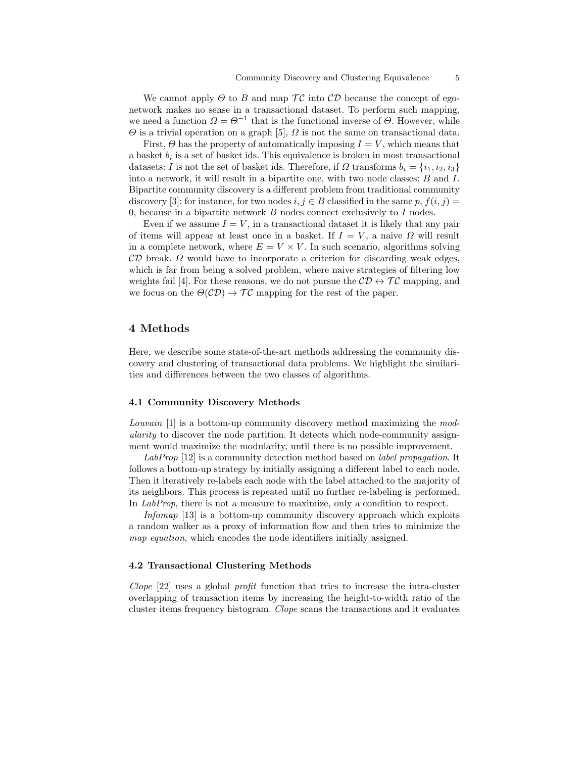We cannot apply $\Theta$ to $B$ and map $\mathcal{TC}$ into $\mathcal{CD}$ because the concept of ego-network makes no sense in a transactional dataset. To perform such mapping, we need a function $\Omega = \Theta^{-1}$ that is the functional inverse of $\Theta$. However, while $\Theta$ is a trivial operation on a graph [5], $\Omega$ is not the same on transactional data.

First, $\Theta$ has the property of automatically imposing $I = V$, which means that a basket $b_i$ is a set of basket ids. This equivalence is broken in most transactional datasets: $I$ is not the set of basket ids. Therefore, if $\Omega$ transforms $b_i = \{i_1, i_2, i_3\}$ into a network, it will result in a bipartite one, with two node classes: $B$ and $I$. Bipartite community discovery is a different problem from traditional community discovery [3]: for instance, for two nodes $i, j \in B$ classified in the same $p$, $f(i, j) = 0$, because in a bipartite network $B$ nodes connect exclusively to $I$ nodes.

Even if we assume $I = V$, in a transactional dataset it is likely that any pair of items will appear at least once in a basket. If $I = V$, a naive $\Omega$ will result in a complete network, where $E = V \times V$. In such scenario, algorithms solving $\mathcal{CD}$ break. $\Omega$ would have to incorporate a criterion for discarding weak edges, which is far from being a solved problem, where naive strategies of filtering low weights fail [4]. For these reasons, we do not pursue the $\mathcal{CD} \leftrightarrow \mathcal{TC}$ mapping, and we focus on the $\Theta(\mathcal{CD}) \rightarrow \mathcal{TC}$ mapping for the rest of the paper.

## 4 Methods

Here, we describe some state-of-the-art methods addressing the community discovery and clustering of transactional data problems. We highlight the similarities and differences between the two classes of algorithms.

### 4.1 Community Discovery Methods

*Louvain* [1] is a bottom-up community discovery method maximizing the *modularity* to discover the node partition. It detects which node-community assignment would maximize the modularity, until there is no possible improvement.

*LabProp* [12] is a community detection method based on *label propagation*. It follows a bottom-up strategy by initially assigning a different label to each node. Then it iteratively re-labels each node with the label attached to the majority of its neighbors. This process is repeated until no further re-labeling is performed. In *LabProp*, there is not a measure to maximize, only a condition to respect.

*Infomap* [13] is a bottom-up community discovery approach which exploits a random walker as a proxy of information flow and then tries to minimize the *map equation*, which encodes the node identifiers initially assigned.

### 4.2 Transactional Clustering Methods

*Clope* [22] uses a global *profit* function that tries to increase the intra-cluster overlapping of transaction items by increasing the height-to-width ratio of the cluster items frequency histogram. *Clope* scans the transactions and it evaluates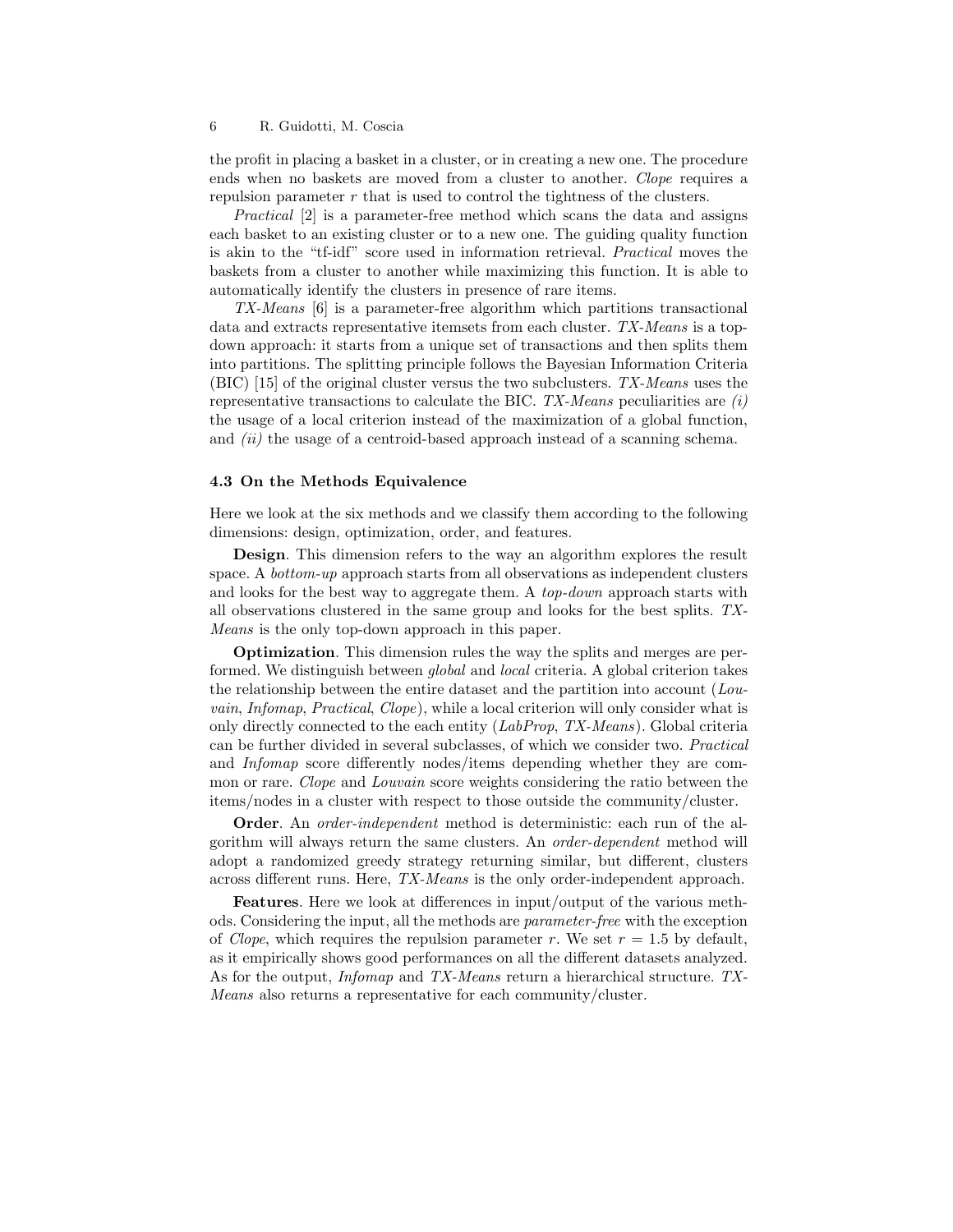the profit in placing a basket in a cluster, or in creating a new one. The procedure ends when no baskets are moved from a cluster to another. *Clope* requires a repulsion parameter $r$ that is used to control the tightness of the clusters.

*Practical* [2] is a parameter-free method which scans the data and assigns each basket to an existing cluster or to a new one. The guiding quality function is akin to the "tf-idf" score used in information retrieval. *Practical* moves the baskets from a cluster to another while maximizing this function. It is able to automatically identify the clusters in presence of rare items.

*TX-Means* [6] is a parameter-free algorithm which partitions transactional data and extracts representative itemsets from each cluster. *TX-Means* is a top-down approach: it starts from a unique set of transactions and then splits them into partitions. The splitting principle follows the Bayesian Information Criteria (BIC) [15] of the original cluster versus the two subclusters. *TX-Means* uses the representative transactions to calculate the BIC. *TX-Means* peculiarities are *(i)* the usage of a local criterion instead of the maximization of a global function, and *(ii)* the usage of a centroid-based approach instead of a scanning schema.

### 4.3 On the Methods Equivalence

Here we look at the six methods and we classify them according to the following dimensions: design, optimization, order, and features.

**Design**. This dimension refers to the way an algorithm explores the result space. A *bottom-up* approach starts from all observations as independent clusters and looks for the best way to aggregate them. A *top-down* approach starts with all observations clustered in the same group and looks for the best splits. *TX-Means* is the only top-down approach in this paper.

**Optimization**. This dimension rules the way the splits and merges are performed. We distinguish between *global* and *local* criteria. A global criterion takes the relationship between the entire dataset and the partition into account (*Louvain*, *Infomap*, *Practical*, *Clope*), while a local criterion will only consider what is only directly connected to the each entity (*LabProp*, *TX-Means*). Global criteria can be further divided in several subclasses, of which we consider two. *Practical* and *Infomap* score differently nodes/items depending whether they are common or rare. *Clope* and *Louvain* score weights considering the ratio between the items/nodes in a cluster with respect to those outside the community/cluster.

**Order**. An *order-independent* method is deterministic: each run of the algorithm will always return the same clusters. An *order-dependent* method will adopt a randomized greedy strategy returning similar, but different, clusters across different runs. Here, *TX-Means* is the only order-independent approach.

**Features**. Here we look at differences in input/output of the various methods. Considering the input, all the methods are *parameter-free* with the exception of *Clope*, which requires the repulsion parameter $r$. We set $r = 1.5$ by default, as it empirically shows good performances on all the different datasets analyzed. As for the output, *Infomap* and *TX-Means* return a hierarchical structure. *TX-Means* also returns a representative for each community/cluster.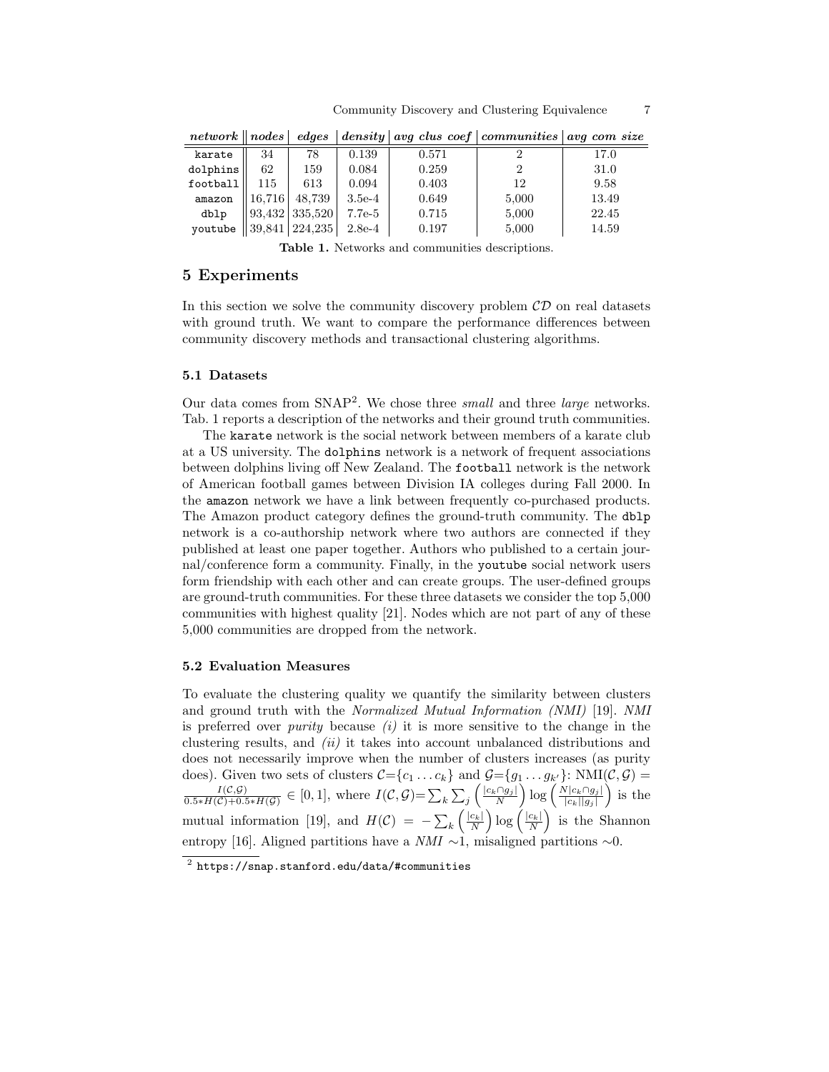| *network* | *nodes* | *edges* | *density* | *avg clus coef* | *communities* | *avg com size* |
|---|---|---|---|---|---|---|
| `karate` | 34 | 78 | 0.139 | 0.571 | 2 | 17.0 |
| `dolphins` | 62 | 159 | 0.084 | 0.259 | 2 | 31.0 |
| `football` | 115 | 613 | 0.094 | 0.403 | 12 | 9.58 |
| `amazon` | 16,716 | 48,739 | 3.5e-4 | 0.649 | 5,000 | 13.49 |
| `dblp` | 93,432 | 335,520 | 7.7e-5 | 0.715 | 5,000 | 22.45 |
| `youtube` | 39,841 | 224,235 | 2.8e-4 | 0.197 | 5,000 | 14.59 |

**Table 1.** Networks and communities descriptions.

## 5 Experiments

In this section we solve the community discovery problem $\mathcal{CD}$ on real datasets with ground truth. We want to compare the performance differences between community discovery methods and transactional clustering algorithms.

### 5.1 Datasets

Our data comes from SNAP[2]. We chose three *small* and three *large* networks. Tab. 1 reports a description of the networks and their ground truth communities.

The `karate` network is the social network between members of a karate club at a US university. The `dolphins` network is a network of frequent associations between dolphins living off New Zealand. The `football` network is the network of American football games between Division IA colleges during Fall 2000. In the `amazon` network we have a link between frequently co-purchased products. The Amazon product category defines the ground-truth community. The `dblp` network is a co-authorship network where two authors are connected if they published at least one paper together. Authors who published to a certain journal/conference form a community. Finally, in the `youtube` social network users form friendship with each other and can create groups. The user-defined groups are ground-truth communities. For these three datasets we consider the top 5,000 communities with highest quality [21]. Nodes which are not part of any of these 5,000 communities are dropped from the network.

### 5.2 Evaluation Measures

To evaluate the clustering quality we quantify the similarity between clusters and ground truth with the *Normalized Mutual Information (NMI)* [19]. *NMI* is preferred over *purity* because *(i)* it is more sensitive to the change in the clustering results, and *(ii)* it takes into account unbalanced distributions and does not necessarily improve when the number of clusters increases (as purity does). Given two sets of clusters $\mathcal{C}=\{c_1 \dots c_k\}$ and $\mathcal{G}=\{g_1 \dots g_{k'}\}$: $\text{NMI}(\mathcal{C}, \mathcal{G}) = \frac{I(\mathcal{C},\mathcal{G})}{0.5*H(\mathcal{C})+0.5*H(\mathcal{G})} \in [0,1]$, where $I(\mathcal{C},\mathcal{G})=\sum_k \sum_j \left(\frac{|c_k \cap g_j|}{N}\right) \log\left(\frac{N|c_k \cap g_j|}{|c_k||g_j|}\right)$ is the mutual information [19], and $H(\mathcal{C}) = -\sum_k \left(\frac{|c_k|}{N}\right) \log\left(\frac{|c_k|}{N}\right)$ is the Shannon entropy [16]. Aligned partitions have a *NMI* $\sim$1, misaligned partitions $\sim$0.

[2] `https://snap.stanford.edu/data/#communities`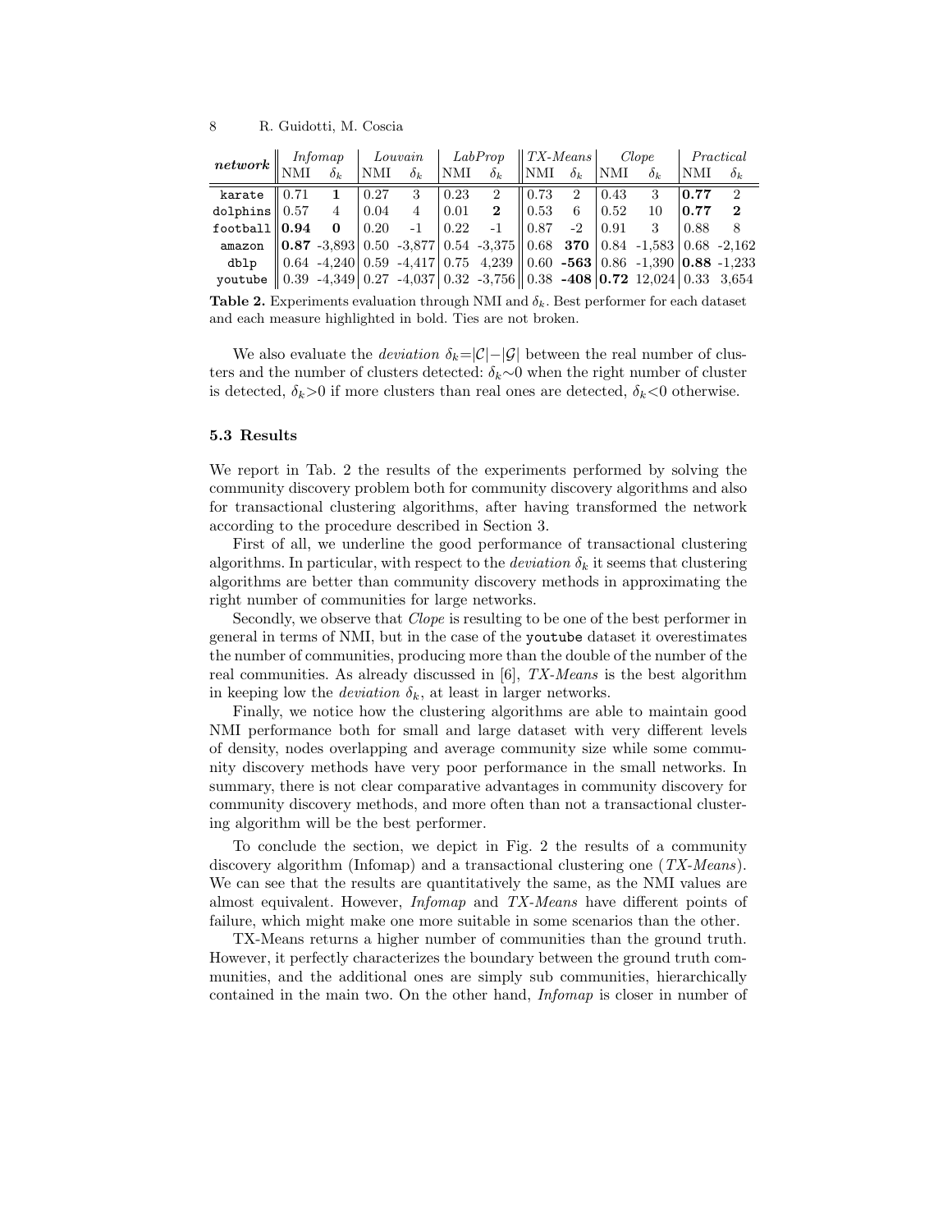| *network* | *Infomap* | | *Louvain* | | *LabProp* | | *TX-Means* | | *Clope* | | *Practical* | |
|---|---|---|---|---|---|---|---|---|---|---|---|---|
| | NMI | $\delta_k$ | NMI | $\delta_k$ | NMI | $\delta_k$ | NMI | $\delta_k$ | NMI | $\delta_k$ | NMI | $\delta_k$ |
| `karate` | 0.71 | **1** | 0.27 | 3 | 0.23 | 2 | 0.73 | 2 | 0.43 | 3 | **0.77** | 2 |
| `dolphins` | 0.57 | 4 | 0.04 | 4 | 0.01 | **2** | 0.53 | 6 | 0.52 | 10 | **0.77** | **2** |
| `football` | **0.94** | **0** | 0.20 | -1 | 0.22 | -1 | 0.87 | -2 | 0.91 | 3 | 0.88 | 8 |
| `amazon` | **0.87** | -3,893 | 0.50 | -3,877 | 0.54 | -3,375 | 0.68 | **370** | 0.84 | -1,583 | 0.68 | -2,162 |
| `dblp` | 0.64 | -4,240 | 0.59 | -4,417 | 0.75 | 4,239 | 0.60 | **-563** | 0.86 | -1,390 | **0.88** | -1,233 |
| `youtube` | 0.39 | -4,349 | 0.27 | -4,037 | 0.32 | -3,756 | 0.38 | **-408** | **0.72** | 12,024 | 0.33 | 3,654 |

**Table 2.** Experiments evaluation through NMI and $\delta_k$. Best performer for each dataset and each measure highlighted in bold. Ties are not broken.

We also evaluate the *deviation* $\delta_k = |\mathcal{C}| - |\mathcal{G}|$ between the real number of clusters and the number of clusters detected: $\delta_k \sim 0$ when the right number of cluster is detected, $\delta_k > 0$ if more clusters than real ones are detected, $\delta_k < 0$ otherwise.

### 5.3 Results

We report in Tab. 2 the results of the experiments performed by solving the community discovery problem both for community discovery algorithms and also for transactional clustering algorithms, after having transformed the network according to the procedure described in Section 3.

First of all, we underline the good performance of transactional clustering algorithms. In particular, with respect to the *deviation* $\delta_k$ it seems that clustering algorithms are better than community discovery methods in approximating the right number of communities for large networks.

Secondly, we observe that *Clope* is resulting to be one of the best performer in general in terms of NMI, but in the case of the `youtube` dataset it overestimates the number of communities, producing more than the double of the number of the real communities. As already discussed in [6], *TX-Means* is the best algorithm in keeping low the *deviation* $\delta_k$, at least in larger networks.

Finally, we notice how the clustering algorithms are able to maintain good NMI performance both for small and large dataset with very different levels of density, nodes overlapping and average community size while some community discovery methods have very poor performance in the small networks. In summary, there is not clear comparative advantages in community discovery for community discovery methods, and more often than not a transactional clustering algorithm will be the best performer.

To conclude the section, we depict in Fig. 2 the results of a community discovery algorithm (Infomap) and a transactional clustering one (*TX-Means*). We can see that the results are quantitatively the same, as the NMI values are almost equivalent. However, *Infomap* and *TX-Means* have different points of failure, which might make one more suitable in some scenarios than the other.

TX-Means returns a higher number of communities than the ground truth. However, it perfectly characterizes the boundary between the ground truth communities, and the additional ones are simply sub communities, hierarchically contained in the main two. On the other hand, *Infomap* is closer in number of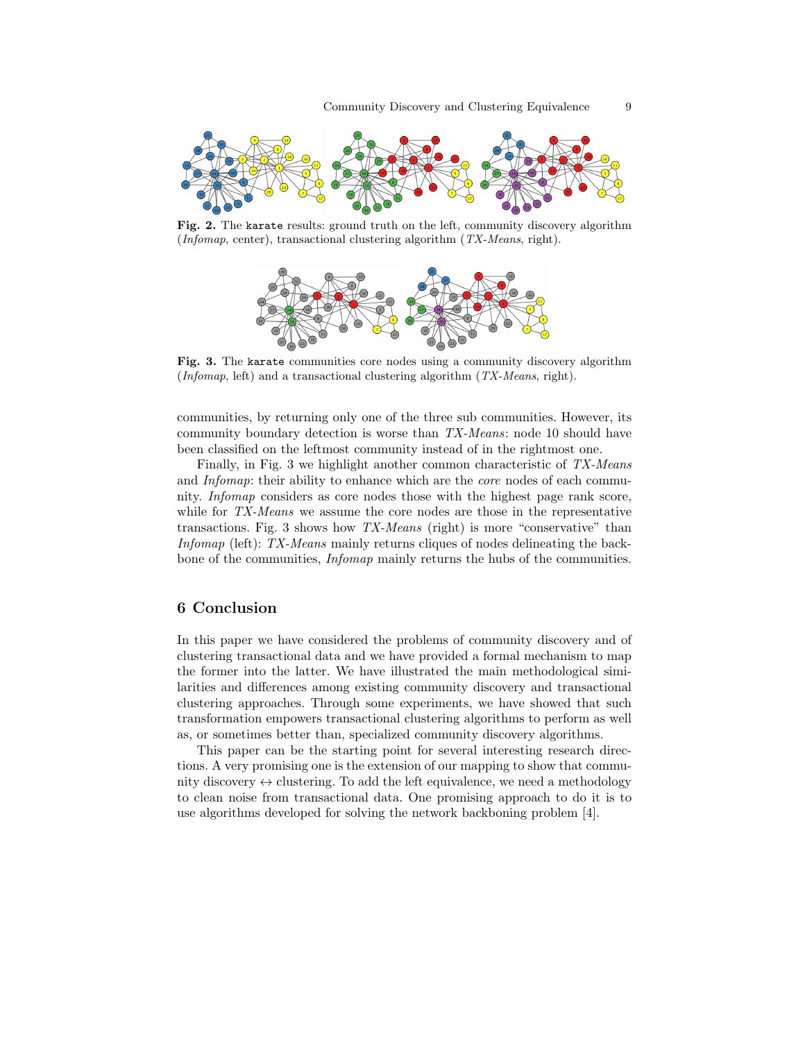**Fig. 2.** The `karate` results: ground truth on the left, community discovery algorithm (*Infomap*, center), transactional clustering algorithm (*TX-Means*, right).

**Fig. 3.** The `karate` communities core nodes using a community discovery algorithm (*Infomap*, left) and a transactional clustering algorithm (*TX-Means*, right).

communities, by returning only one of the three sub communities. However, its community boundary detection is worse than *TX-Means*: node 10 should have been classified on the leftmost community instead of in the rightmost one.

Finally, in Fig. 3 we highlight another common characteristic of *TX-Means* and *Infomap*: their ability to enhance which are the *core* nodes of each community. *Infomap* considers as core nodes those with the highest page rank score, while for *TX-Means* we assume the core nodes are those in the representative transactions. Fig. 3 shows how *TX-Means* (right) is more "conservative" than *Infomap* (left): *TX-Means* mainly returns cliques of nodes delineating the backbone of the communities, *Infomap* mainly returns the hubs of the communities.

## 6 Conclusion

In this paper we have considered the problems of community discovery and of clustering transactional data and we have provided a formal mechanism to map the former into the latter. We have illustrated the main methodological similarities and differences among existing community discovery and transactional clustering approaches. Through some experiments, we have showed that such transformation empowers transactional clustering algorithms to perform as well as, or sometimes better than, specialized community discovery algorithms.

This paper can be the starting point for several interesting research directions. A very promising one is the extension of our mapping to show that community discovery $\leftrightarrow$ clustering. To add the left equivalence, we need a methodology to clean noise from transactional data. One promising approach to do it is to use algorithms developed for solving the network backboning problem [4].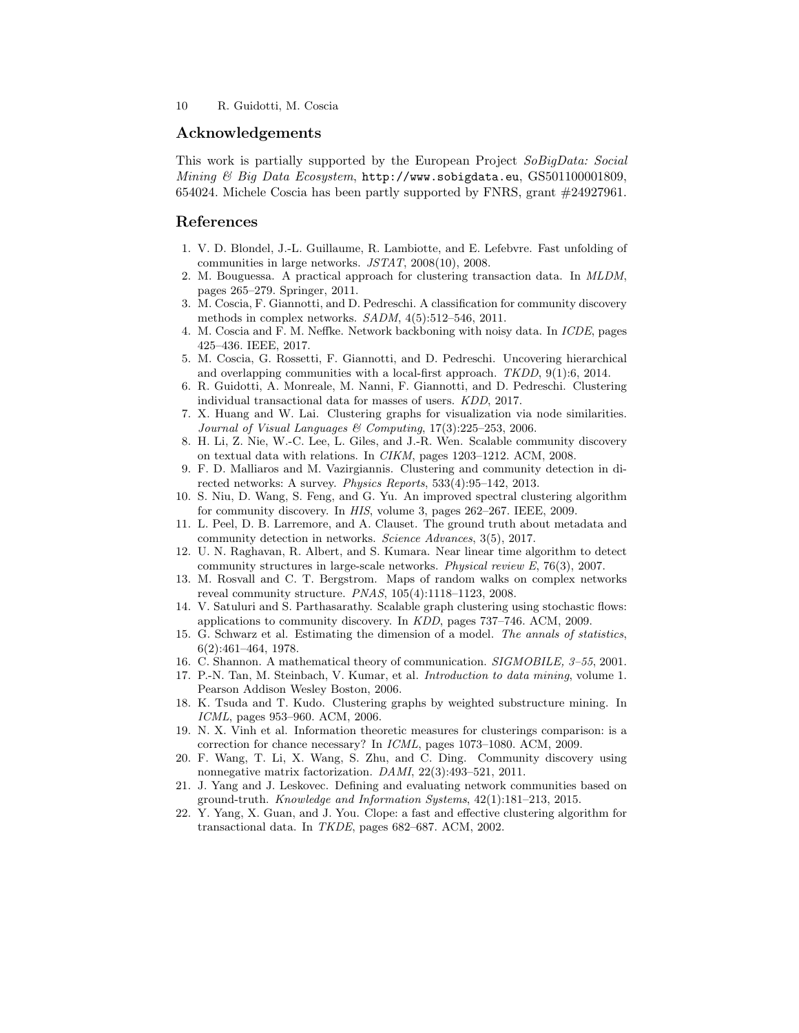## Acknowledgements

This work is partially supported by the European Project *SoBigData: Social Mining & Big Data Ecosystem*, http://www.sobigdata.eu, GS501100001809, 654024. Michele Coscia has been partly supported by FNRS, grant #24927961.

## References

1. V. D. Blondel, J.-L. Guillaume, R. Lambiotte, and E. Lefebvre. Fast unfolding of communities in large networks. *JSTAT*, 2008(10), 2008.
2. M. Bouguessa. A practical approach for clustering transaction data. In *MLDM*, pages 265–279. Springer, 2011.
3. M. Coscia, F. Giannotti, and D. Pedreschi. A classification for community discovery methods in complex networks. *SADM*, 4(5):512–546, 2011.
4. M. Coscia and F. M. Neffke. Network backboning with noisy data. In *ICDE*, pages 425–436. IEEE, 2017.
5. M. Coscia, G. Rossetti, F. Giannotti, and D. Pedreschi. Uncovering hierarchical and overlapping communities with a local-first approach. *TKDD*, 9(1):6, 2014.
6. R. Guidotti, A. Monreale, M. Nanni, F. Giannotti, and D. Pedreschi. Clustering individual transactional data for masses of users. *KDD*, 2017.
7. X. Huang and W. Lai. Clustering graphs for visualization via node similarities. *Journal of Visual Languages & Computing*, 17(3):225–253, 2006.
8. H. Li, Z. Nie, W.-C. Lee, L. Giles, and J.-R. Wen. Scalable community discovery on textual data with relations. In *CIKM*, pages 1203–1212. ACM, 2008.
9. F. D. Malliaros and M. Vazirgiannis. Clustering and community detection in directed networks: A survey. *Physics Reports*, 533(4):95–142, 2013.
10. S. Niu, D. Wang, S. Feng, and G. Yu. An improved spectral clustering algorithm for community discovery. In *HIS*, volume 3, pages 262–267. IEEE, 2009.
11. L. Peel, D. B. Larremore, and A. Clauset. The ground truth about metadata and community detection in networks. *Science Advances*, 3(5), 2017.
12. U. N. Raghavan, R. Albert, and S. Kumara. Near linear time algorithm to detect community structures in large-scale networks. *Physical review E*, 76(3), 2007.
13. M. Rosvall and C. T. Bergstrom. Maps of random walks on complex networks reveal community structure. *PNAS*, 105(4):1118–1123, 2008.
14. V. Satuluri and S. Parthasarathy. Scalable graph clustering using stochastic flows: applications to community discovery. In *KDD*, pages 737–746. ACM, 2009.
15. G. Schwarz et al. Estimating the dimension of a model. *The annals of statistics*, 6(2):461–464, 1978.
16. C. Shannon. A mathematical theory of communication. *SIGMOBILE, 3–55*, 2001.
17. P.-N. Tan, M. Steinbach, V. Kumar, et al. *Introduction to data mining*, volume 1. Pearson Addison Wesley Boston, 2006.
18. K. Tsuda and T. Kudo. Clustering graphs by weighted substructure mining. In *ICML*, pages 953–960. ACM, 2006.
19. N. X. Vinh et al. Information theoretic measures for clusterings comparison: is a correction for chance necessary? In *ICML*, pages 1073–1080. ACM, 2009.
20. F. Wang, T. Li, X. Wang, S. Zhu, and C. Ding. Community discovery using nonnegative matrix factorization. *DAMI*, 22(3):493–521, 2011.
21. J. Yang and J. Leskovec. Defining and evaluating network communities based on ground-truth. *Knowledge and Information Systems*, 42(1):181–213, 2015.
22. Y. Yang, X. Guan, and J. You. Clope: a fast and effective clustering algorithm for transactional data. In *TKDE*, pages 682–687. ACM, 2002.